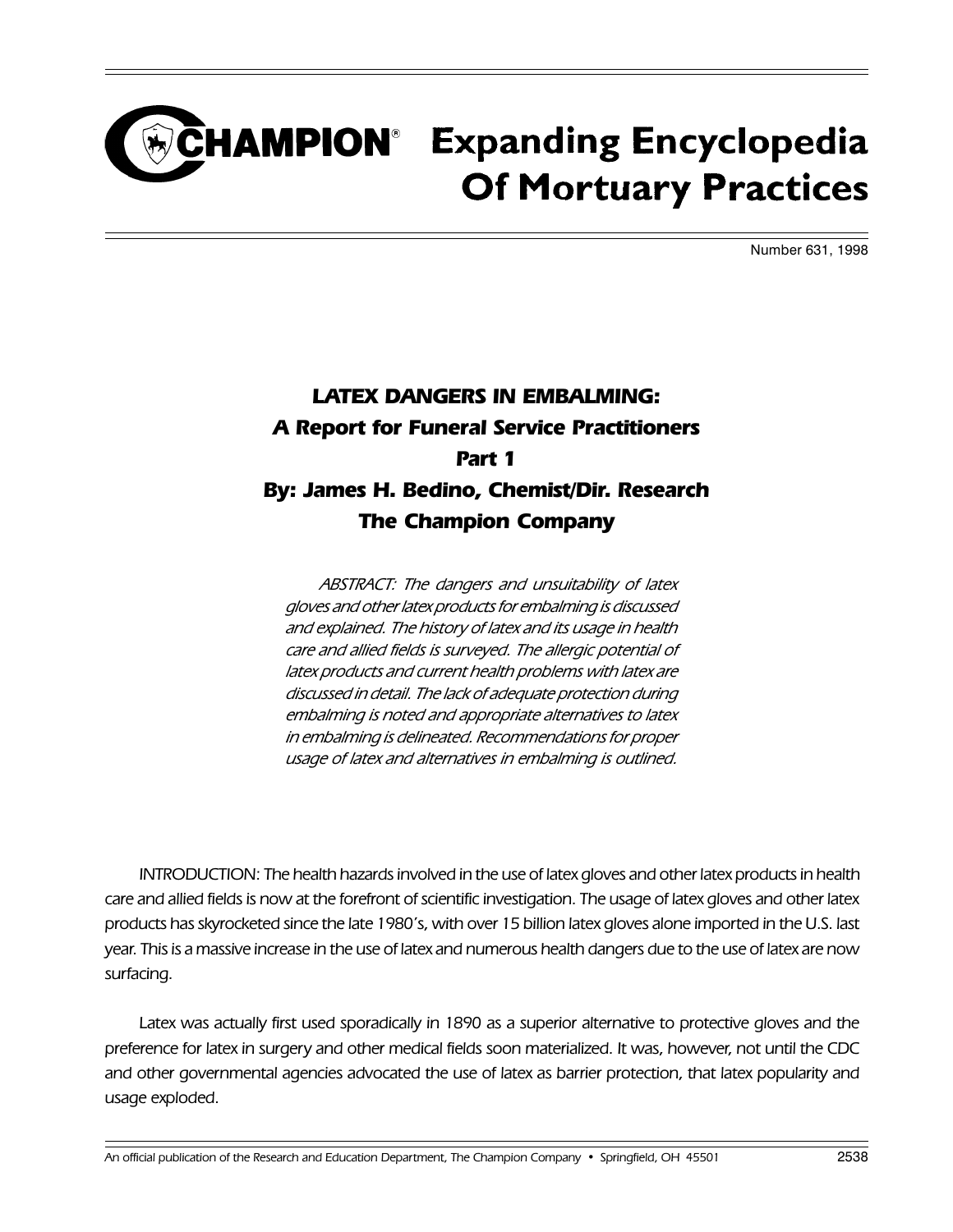# CHAMPION® Expanding Encyclopedia Of Mortuary Practices

Number 631, 1998

## *LATEX DANGERS IN EMBALMING:*
## *A Report for Funeral Service Practitioners*
## *Part 1*
### *By: James H. Bedino, Chemist/Dir. Research*
### *The Champion Company*

*ABSTRACT: The dangers and unsuitability of latex gloves and other latex products for embalming is discussed and explained. The history of latex and its usage in health care and allied fields is surveyed. The allergic potential of latex products and current health problems with latex are discussed in detail. The lack of adequate protection during embalming is noted and appropriate alternatives to latex in embalming is delineated. Recommendations for proper usage of latex and alternatives in embalming is outlined.*

INTRODUCTION: The health hazards involved in the use of latex gloves and other latex products in health care and allied fields is now at the forefront of scientific investigation. The usage of latex gloves and other latex products has skyrocketed since the late 1980's, with over 15 billion latex gloves alone imported in the U.S. last year. This is a massive increase in the use of latex and numerous health dangers due to the use of latex are now surfacing.

Latex was actually first used sporadically in 1890 as a superior alternative to protective gloves and the preference for latex in surgery and other medical fields soon materialized. It was, however, not until the CDC and other governmental agencies advocated the use of latex as barrier protection, that latex popularity and usage exploded.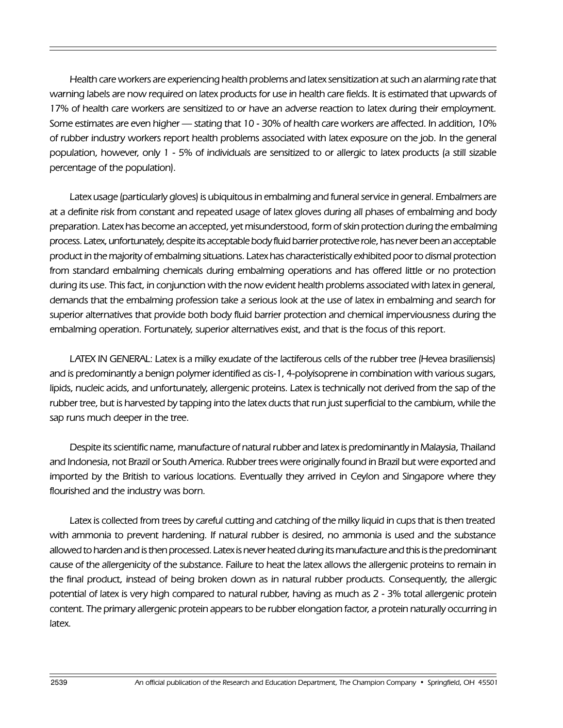Health care workers are experiencing health problems and latex sensitization at such an alarming rate that warning labels are now required on latex products for use in health care fields. It is estimated that upwards of 17% of health care workers are sensitized to or have an adverse reaction to latex during their employment. Some estimates are even higher — stating that 10 - 30% of health care workers are affected. In addition, 10% of rubber industry workers report health problems associated with latex exposure on the job. In the general population, however, only 1 - 5% of individuals are sensitized to or allergic to latex products (a still sizable percentage of the population).

Latex usage (particularly gloves) is ubiquitous in embalming and funeral service in general. Embalmers are at a definite risk from constant and repeated usage of latex gloves during all phases of embalming and body preparation. Latex has become an accepted, yet misunderstood, form of skin protection during the embalming process. Latex, unfortunately, despite its acceptable body fluid barrier protective role, has never been an acceptable product in the majority of embalming situations. Latex has characteristically exhibited poor to dismal protection from standard embalming chemicals during embalming operations and has offered little or no protection during its use. This fact, in conjunction with the now evident health problems associated with latex in general, demands that the embalming profession take a serious look at the use of latex in embalming and search for superior alternatives that provide both body fluid barrier protection and chemical imperviousness during the embalming operation. Fortunately, superior alternatives exist, and that is the focus of this report.

LATEX IN GENERAL: Latex is a milky exudate of the lactiferous cells of the rubber tree (Hevea brasiliensis) and is predominantly a benign polymer identified as cis-1, 4-polyisoprene in combination with various sugars, lipids, nucleic acids, and unfortunately, allergenic proteins. Latex is technically not derived from the sap of the rubber tree, but is harvested by tapping into the latex ducts that run just superficial to the cambium, while the sap runs much deeper in the tree.

Despite its scientific name, manufacture of natural rubber and latex is predominantly in Malaysia, Thailand and Indonesia, not Brazil or South America. Rubber trees were originally found in Brazil but were exported and imported by the British to various locations. Eventually they arrived in Ceylon and Singapore where they flourished and the industry was born.

Latex is collected from trees by careful cutting and catching of the milky liquid in cups that is then treated with ammonia to prevent hardening. If natural rubber is desired, no ammonia is used and the substance allowed to harden and is then processed. Latex is never heated during its manufacture and this is the predominant cause of the allergenicity of the substance. Failure to heat the latex allows the allergenic proteins to remain in the final product, instead of being broken down as in natural rubber products. Consequently, the allergic potential of latex is very high compared to natural rubber, having as much as 2 - 3% total allergenic protein content. The primary allergenic protein appears to be rubber elongation factor, a protein naturally occurring in latex.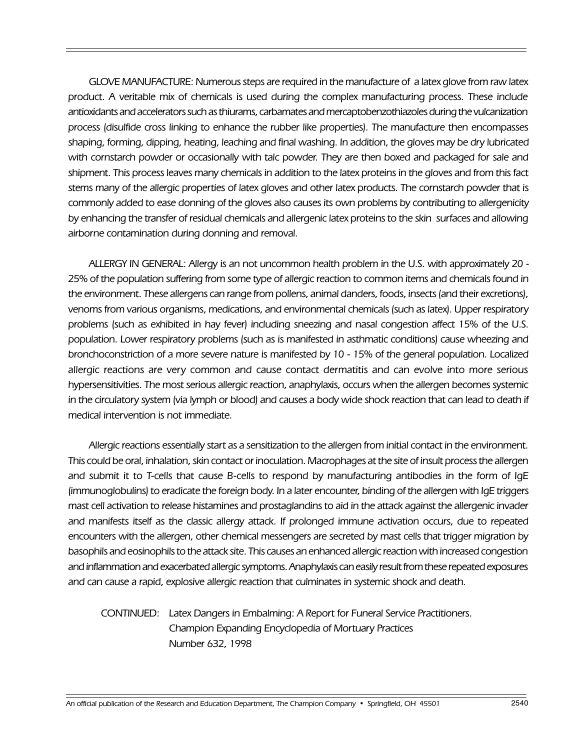GLOVE MANUFACTURE: Numerous steps are required in the manufacture of a latex glove from raw latex product. A veritable mix of chemicals is used during the complex manufacturing process. These include antioxidants and accelerators such as thiurams, carbamates and mercaptobenzothiazoles during the vulcanization process (disulfide cross linking to enhance the rubber like properties). The manufacture then encompasses shaping, forming, dipping, heating, leaching and final washing. In addition, the gloves may be dry lubricated with cornstarch powder or occasionally with talc powder. They are then boxed and packaged for sale and shipment. This process leaves many chemicals in addition to the latex proteins in the gloves and from this fact stems many of the allergic properties of latex gloves and other latex products. The cornstarch powder that is commonly added to ease donning of the gloves also causes its own problems by contributing to allergenicity by enhancing the transfer of residual chemicals and allergenic latex proteins to the skin surfaces and allowing airborne contamination during donning and removal.

ALLERGY IN GENERAL: Allergy is an not uncommon health problem in the U.S. with approximately 20 - 25% of the population suffering from some type of allergic reaction to common items and chemicals found in the environment. These allergens can range from pollens, animal danders, foods, insects (and their excretions), venoms from various organisms, medications, and environmental chemicals (such as latex). Upper respiratory problems (such as exhibited in hay fever) including sneezing and nasal congestion affect 15% of the U.S. population. Lower respiratory problems (such as is manifested in asthmatic conditions) cause wheezing and bronchoconstriction of a more severe nature is manifested by 10 - 15% of the general population. Localized allergic reactions are very common and cause contact dermatitis and can evolve into more serious hypersensitivities. The most serious allergic reaction, anaphylaxis, occurs when the allergen becomes systemic in the circulatory system (via lymph or blood) and causes a body wide shock reaction that can lead to death if medical intervention is not immediate.

Allergic reactions essentially start as a sensitization to the allergen from initial contact in the environment. This could be oral, inhalation, skin contact or inoculation. Macrophages at the site of insult process the allergen and submit it to T-cells that cause B-cells to respond by manufacturing antibodies in the form of IgE (immunoglobulins) to eradicate the foreign body. In a later encounter, binding of the allergen with IgE triggers mast cell activation to release histamines and prostaglandins to aid in the attack against the allergenic invader and manifests itself as the classic allergy attack. If prolonged immune activation occurs, due to repeated encounters with the allergen, other chemical messengers are secreted by mast cells that trigger migration by basophils and eosinophils to the attack site. This causes an enhanced allergic reaction with increased congestion and inflammation and exacerbated allergic symptoms. Anaphylaxis can easily result from these repeated exposures and can cause a rapid, explosive allergic reaction that culminates in systemic shock and death.

CONTINUED: Latex Dangers in Embalming: A Report for Funeral Service Practitioners.
Champion Expanding Encyclopedia of Mortuary Practices
Number 632, 1998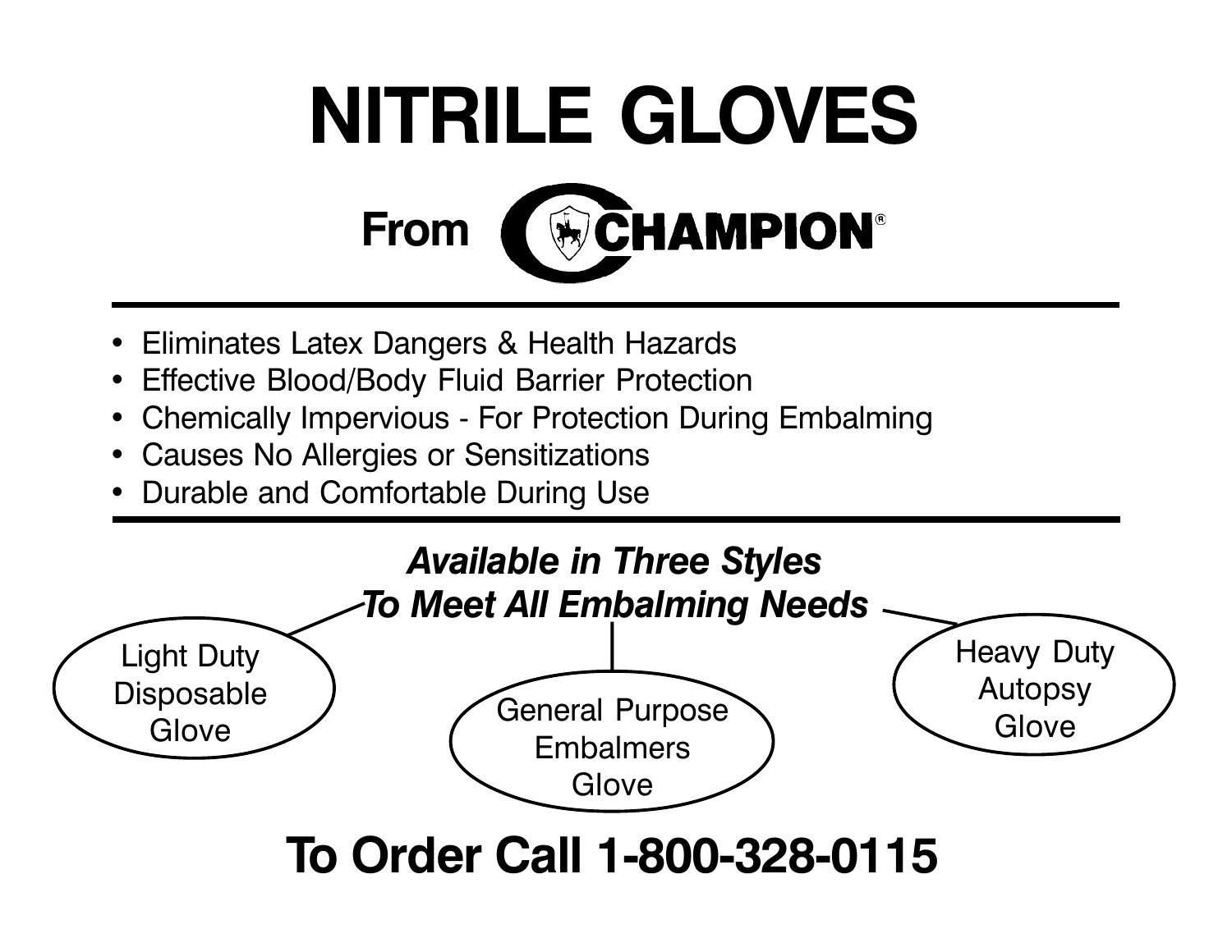# NITRILE GLOVES

## From CHAMPION®

- Eliminates Latex Dangers & Health Hazards
- Effective Blood/Body Fluid Barrier Protection
- Chemically Impervious - For Protection During Embalming
- Causes No Allergies or Sensitizations
- Durable and Comfortable During Use

***Available in Three Styles***
***To Meet All Embalming Needs***

Light Duty Disposable Glove

General Purpose Embalmers Glove

Heavy Duty Autopsy Glove

## To Order Call 1-800-328-0115